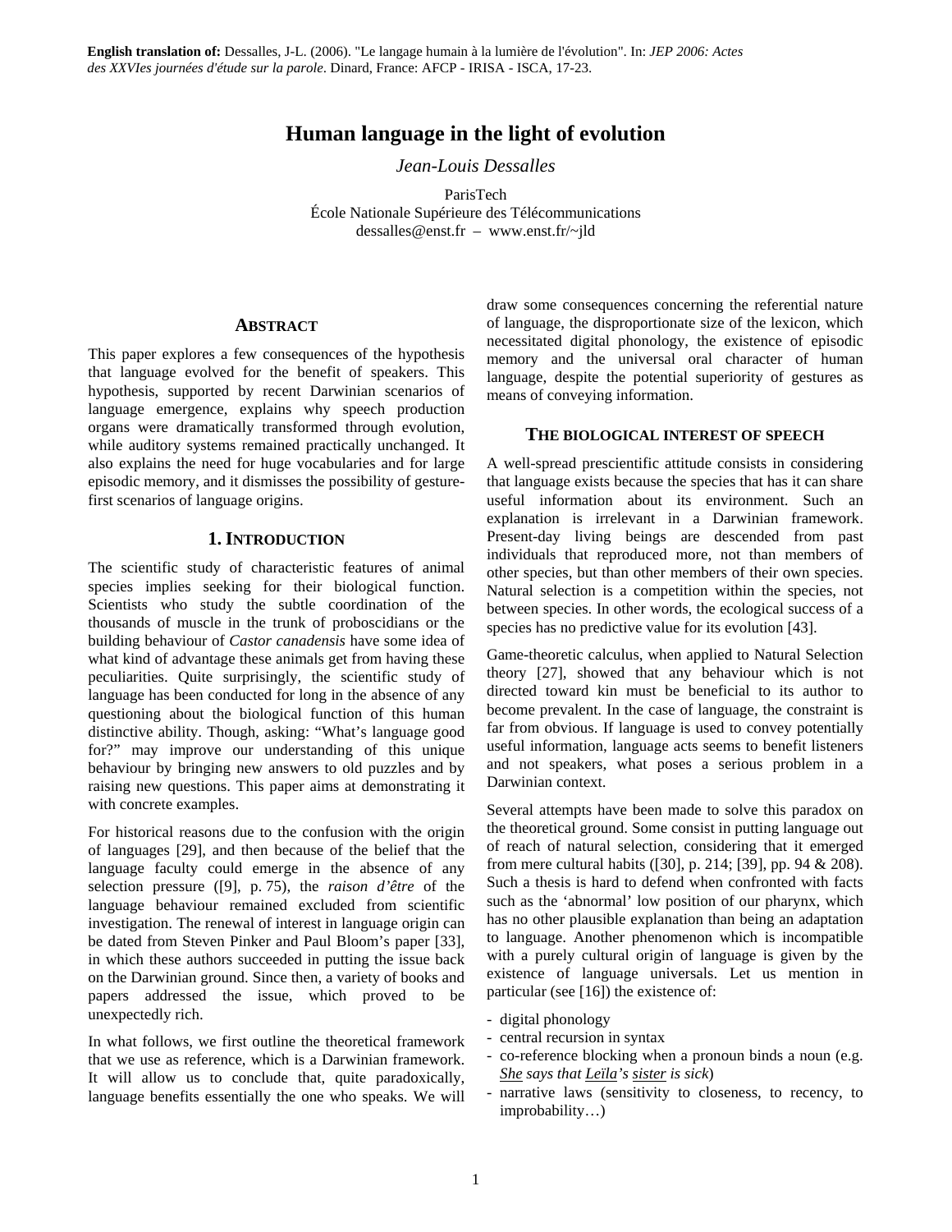**English translation of:** Dessalles, J-L. (2006). "Le langage humain à la lumière de l'évolution". In: *JEP 2006: Actes des XXVIes journées d'étude sur la parole*. Dinard, France: AFCP - IRISA - ISCA, 17-23.

# Human language in the light of evolution

*Jean-Louis Dessalles*

ParisTech
École Nationale Supérieure des Télécommunications
dessalles@enst.fr – www.enst.fr/~jld

## ABSTRACT

This paper explores a few consequences of the hypothesis that language evolved for the benefit of speakers. This hypothesis, supported by recent Darwinian scenarios of language emergence, explains why speech production organs were dramatically transformed through evolution, while auditory systems remained practically unchanged. It also explains the need for huge vocabularies and for large episodic memory, and it dismisses the possibility of gesture-first scenarios of language origins.

## 1. INTRODUCTION

The scientific study of characteristic features of animal species implies seeking for their biological function. Scientists who study the subtle coordination of the thousands of muscle in the trunk of proboscidians or the building behaviour of *Castor canadensis* have some idea of what kind of advantage these animals get from having these peculiarities. Quite surprisingly, the scientific study of language has been conducted for long in the absence of any questioning about the biological function of this human distinctive ability. Though, asking: "What's language good for?" may improve our understanding of this unique behaviour by bringing new answers to old puzzles and by raising new questions. This paper aims at demonstrating it with concrete examples.

For historical reasons due to the confusion with the origin of languages [29], and then because of the belief that the language faculty could emerge in the absence of any selection pressure ([9], p. 75), the *raison d'être* of the language behaviour remained excluded from scientific investigation. The renewal of interest in language origin can be dated from Steven Pinker and Paul Bloom's paper [33], in which these authors succeeded in putting the issue back on the Darwinian ground. Since then, a variety of books and papers addressed the issue, which proved to be unexpectedly rich.

In what follows, we first outline the theoretical framework that we use as reference, which is a Darwinian framework. It will allow us to conclude that, quite paradoxically, language benefits essentially the one who speaks. We will draw some consequences concerning the referential nature of language, the disproportionate size of the lexicon, which necessitated digital phonology, the existence of episodic memory and the universal oral character of human language, despite the potential superiority of gestures as means of conveying information.

## THE BIOLOGICAL INTEREST OF SPEECH

A well-spread prescientific attitude consists in considering that language exists because the species that has it can share useful information about its environment. Such an explanation is irrelevant in a Darwinian framework. Present-day living beings are descended from past individuals that reproduced more, not than members of other species, but than other members of their own species. Natural selection is a competition within the species, not between species. In other words, the ecological success of a species has no predictive value for its evolution [43].

Game-theoretic calculus, when applied to Natural Selection theory [27], showed that any behaviour which is not directed toward kin must be beneficial to its author to become prevalent. In the case of language, the constraint is far from obvious. If language is used to convey potentially useful information, language acts seems to benefit listeners and not speakers, what poses a serious problem in a Darwinian context.

Several attempts have been made to solve this paradox on the theoretical ground. Some consist in putting language out of reach of natural selection, considering that it emerged from mere cultural habits ([30], p. 214; [39], pp. 94 & 208). Such a thesis is hard to defend when confronted with facts such as the 'abnormal' low position of our pharynx, which has no other plausible explanation than being an adaptation to language. Another phenomenon which is incompatible with a purely cultural origin of language is given by the existence of language universals. Let us mention in particular (see [16]) the existence of:

- digital phonology
- central recursion in syntax
- co-reference blocking when a pronoun binds a noun (e.g. *She says that Leïla's sister is sick*)
- narrative laws (sensitivity to closeness, to recency, to improbability…)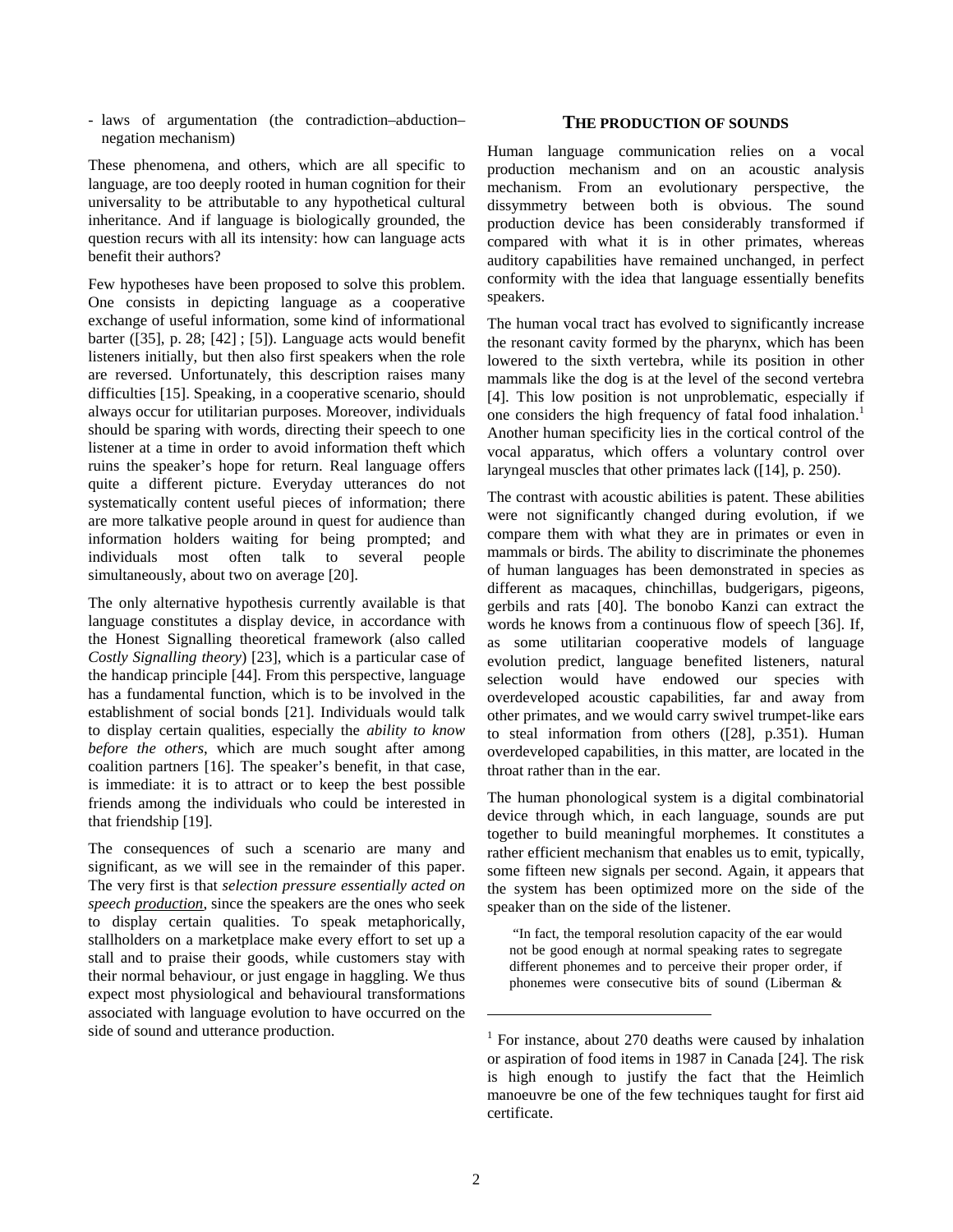- laws of argumentation (the contradiction–abduction–negation mechanism)

These phenomena, and others, which are all specific to language, are too deeply rooted in human cognition for their universality to be attributable to any hypothetical cultural inheritance. And if language is biologically grounded, the question recurs with all its intensity: how can language acts benefit their authors?

Few hypotheses have been proposed to solve this problem. One consists in depicting language as a cooperative exchange of useful information, some kind of informational barter ([35], p. 28; [42] ; [5]). Language acts would benefit listeners initially, but then also first speakers when the role are reversed. Unfortunately, this description raises many difficulties [15]. Speaking, in a cooperative scenario, should always occur for utilitarian purposes. Moreover, individuals should be sparing with words, directing their speech to one listener at a time in order to avoid information theft which ruins the speaker's hope for return. Real language offers quite a different picture. Everyday utterances do not systematically content useful pieces of information; there are more talkative people around in quest for audience than information holders waiting for being prompted; and individuals most often talk to several people simultaneously, about two on average [20].

The only alternative hypothesis currently available is that language constitutes a display device, in accordance with the Honest Signalling theoretical framework (also called *Costly Signalling theory*) [23], which is a particular case of the handicap principle [44]. From this perspective, language has a fundamental function, which is to be involved in the establishment of social bonds [21]. Individuals would talk to display certain qualities, especially the *ability to know before the others*, which are much sought after among coalition partners [16]. The speaker's benefit, in that case, is immediate: it is to attract or to keep the best possible friends among the individuals who could be interested in that friendship [19].

The consequences of such a scenario are many and significant, as we will see in the remainder of this paper. The very first is that *selection pressure essentially acted on speech production*, since the speakers are the ones who seek to display certain qualities. To speak metaphorically, stallholders on a marketplace make every effort to set up a stall and to praise their goods, while customers stay with their normal behaviour, or just engage in haggling. We thus expect most physiological and behavioural transformations associated with language evolution to have occurred on the side of sound and utterance production.

## THE PRODUCTION OF SOUNDS

Human language communication relies on a vocal production mechanism and on an acoustic analysis mechanism. From an evolutionary perspective, the dissymmetry between both is obvious. The sound production device has been considerably transformed if compared with what it is in other primates, whereas auditory capabilities have remained unchanged, in perfect conformity with the idea that language essentially benefits speakers.

The human vocal tract has evolved to significantly increase the resonant cavity formed by the pharynx, which has been lowered to the sixth vertebra, while its position in other mammals like the dog is at the level of the second vertebra [4]. This low position is not unproblematic, especially if one considers the high frequency of fatal food inhalation.[1] Another human specificity lies in the cortical control of the vocal apparatus, which offers a voluntary control over laryngeal muscles that other primates lack ([14], p. 250).

The contrast with acoustic abilities is patent. These abilities were not significantly changed during evolution, if we compare them with what they are in primates or even in mammals or birds. The ability to discriminate the phonemes of human languages has been demonstrated in species as different as macaques, chinchillas, budgerigars, pigeons, gerbils and rats [40]. The bonobo Kanzi can extract the words he knows from a continuous flow of speech [36]. If, as some utilitarian cooperative models of language evolution predict, language benefited listeners, natural selection would have endowed our species with overdeveloped acoustic capabilities, far and away from other primates, and we would carry swivel trumpet-like ears to steal information from others ([28], p.351). Human overdeveloped capabilities, in this matter, are located in the throat rather than in the ear.

The human phonological system is a digital combinatorial device through which, in each language, sounds are put together to build meaningful morphemes. It constitutes a rather efficient mechanism that enables us to emit, typically, some fifteen new signals per second. Again, it appears that the system has been optimized more on the side of the speaker than on the side of the listener.

> "In fact, the temporal resolution capacity of the ear would not be good enough at normal speaking rates to segregate different phonemes and to perceive their proper order, if phonemes were consecutive bits of sound (Liberman &

[1] For instance, about 270 deaths were caused by inhalation or aspiration of food items in 1987 in Canada [24]. The risk is high enough to justify the fact that the Heimlich manoeuvre be one of the few techniques taught for first aid certificate.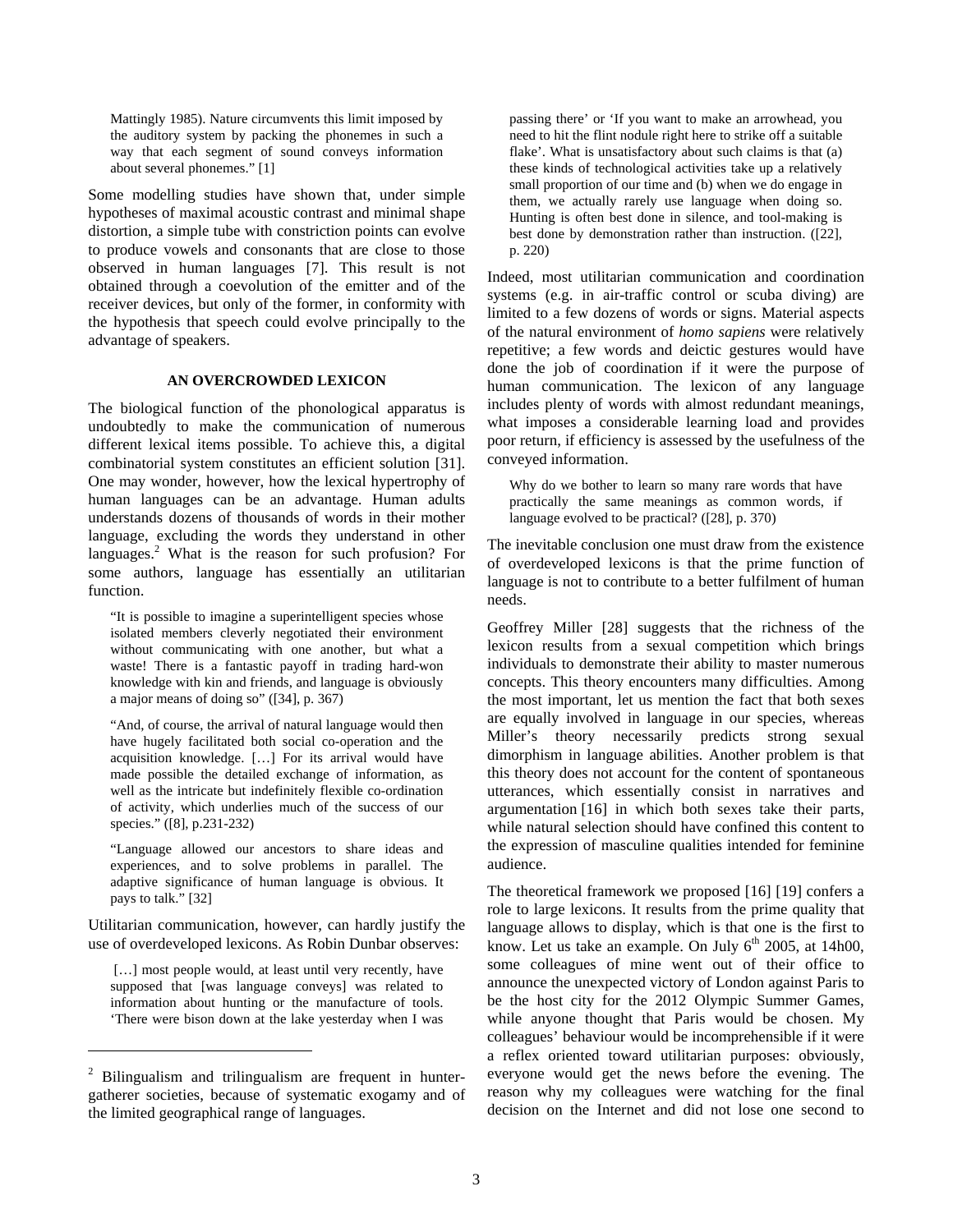> Mattingly 1985). Nature circumvents this limit imposed by the auditory system by packing the phonemes in such a way that each segment of sound conveys information about several phonemes." [1]

Some modelling studies have shown that, under simple hypotheses of maximal acoustic contrast and minimal shape distortion, a simple tube with constriction points can evolve to produce vowels and consonants that are close to those observed in human languages [7]. This result is not obtained through a coevolution of the emitter and of the receiver devices, but only of the former, in conformity with the hypothesis that speech could evolve principally to the advantage of speakers.

## AN OVERCROWDED LEXICON

The biological function of the phonological apparatus is undoubtedly to make the communication of numerous different lexical items possible. To achieve this, a digital combinatorial system constitutes an efficient solution [31]. One may wonder, however, how the lexical hypertrophy of human languages can be an advantage. Human adults understands dozens of thousands of words in their mother language, excluding the words they understand in other languages.[2] What is the reason for such profusion? For some authors, language has essentially an utilitarian function.

> "It is possible to imagine a superintelligent species whose isolated members cleverly negotiated their environment without communicating with one another, but what a waste! There is a fantastic payoff in trading hard-won knowledge with kin and friends, and language is obviously a major means of doing so" ([34], p. 367)

> "And, of course, the arrival of natural language would then have hugely facilitated both social co-operation and the acquisition knowledge. […] For its arrival would have made possible the detailed exchange of information, as well as the intricate but indefinitely flexible co-ordination of activity, which underlies much of the success of our species." ([8], p.231-232)

> "Language allowed our ancestors to share ideas and experiences, and to solve problems in parallel. The adaptive significance of human language is obvious. It pays to talk." [32]

Utilitarian communication, however, can hardly justify the use of overdeveloped lexicons. As Robin Dunbar observes:

> […] most people would, at least until very recently, have supposed that [was language conveys] was related to information about hunting or the manufacture of tools. 'There were bison down at the lake yesterday when I was passing there' or 'If you want to make an arrowhead, you need to hit the flint nodule right here to strike off a suitable flake'. What is unsatisfactory about such claims is that (a) these kinds of technological activities take up a relatively small proportion of our time and (b) when we do engage in them, we actually rarely use language when doing so. Hunting is often best done in silence, and tool-making is best done by demonstration rather than instruction. ([22], p. 220)

Indeed, most utilitarian communication and coordination systems (e.g. in air-traffic control or scuba diving) are limited to a few dozens of words or signs. Material aspects of the natural environment of *homo sapiens* were relatively repetitive; a few words and deictic gestures would have done the job of coordination if it were the purpose of human communication. The lexicon of any language includes plenty of words with almost redundant meanings, what imposes a considerable learning load and provides poor return, if efficiency is assessed by the usefulness of the conveyed information.

> Why do we bother to learn so many rare words that have practically the same meanings as common words, if language evolved to be practical? ([28], p. 370)

The inevitable conclusion one must draw from the existence of overdeveloped lexicons is that the prime function of language is not to contribute to a better fulfilment of human needs.

Geoffrey Miller [28] suggests that the richness of the lexicon results from a sexual competition which brings individuals to demonstrate their ability to master numerous concepts. This theory encounters many difficulties. Among the most important, let us mention the fact that both sexes are equally involved in language in our species, whereas Miller's theory necessarily predicts strong sexual dimorphism in language abilities. Another problem is that this theory does not account for the content of spontaneous utterances, which essentially consist in narratives and argumentation [16] in which both sexes take their parts, while natural selection should have confined this content to the expression of masculine qualities intended for feminine audience.

The theoretical framework we proposed [16] [19] confers a role to large lexicons. It results from the prime quality that language allows to display, which is that one is the first to know. Let us take an example. On July 6th 2005, at 14h00, some colleagues of mine went out of their office to announce the unexpected victory of London against Paris to be the host city for the 2012 Olympic Summer Games, while anyone thought that Paris would be chosen. My colleagues' behaviour would be incomprehensible if it were a reflex oriented toward utilitarian purposes: obviously, everyone would get the news before the evening. The reason why my colleagues were watching for the final decision on the Internet and did not lose one second to

---

[2] Bilingualism and trilingualism are frequent in hunter-gatherer societies, because of systematic exogamy and of the limited geographical range of languages.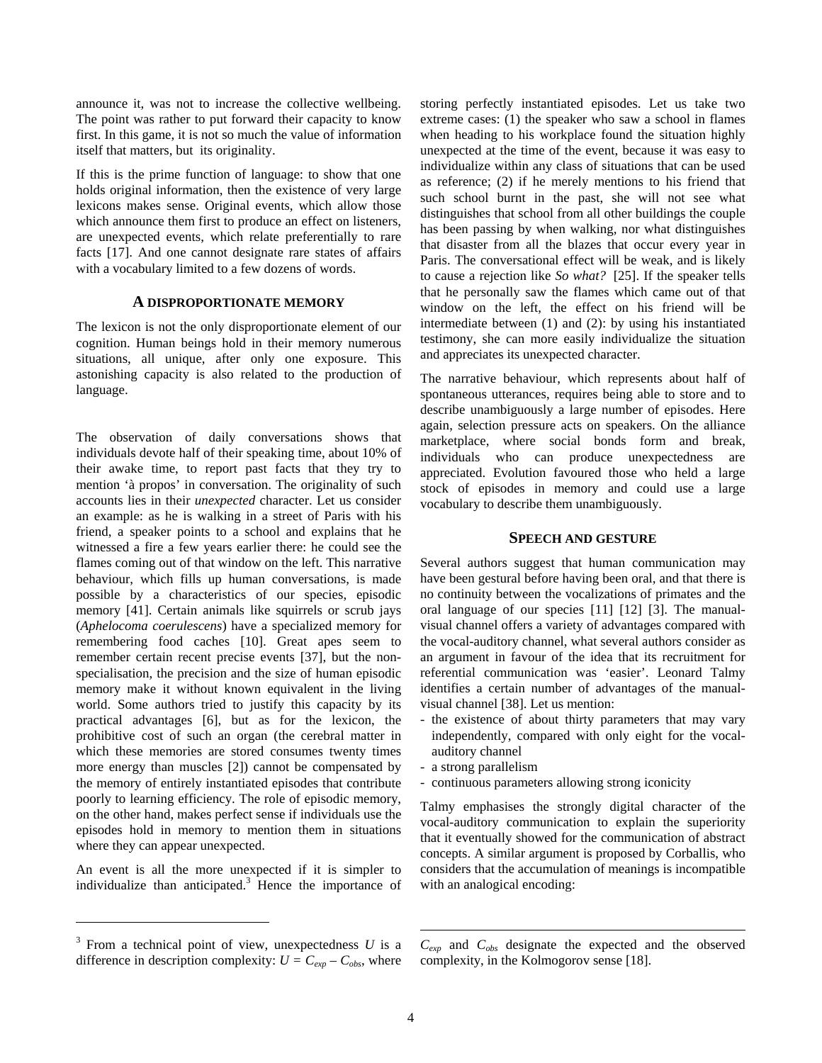announce it, was not to increase the collective wellbeing. The point was rather to put forward their capacity to know first. In this game, it is not so much the value of information itself that matters, but its originality.

If this is the prime function of language: to show that one holds original information, then the existence of very large lexicons makes sense. Original events, which allow those which announce them first to produce an effect on listeners, are unexpected events, which relate preferentially to rare facts [17]. And one cannot designate rare states of affairs with a vocabulary limited to a few dozens of words.

## A DISPROPORTIONATE MEMORY

The lexicon is not the only disproportionate element of our cognition. Human beings hold in their memory numerous situations, all unique, after only one exposure. This astonishing capacity is also related to the production of language.

The observation of daily conversations shows that individuals devote half of their speaking time, about 10% of their awake time, to report past facts that they try to mention 'à propos' in conversation. The originality of such accounts lies in their *unexpected* character. Let us consider an example: as he is walking in a street of Paris with his friend, a speaker points to a school and explains that he witnessed a fire a few years earlier there: he could see the flames coming out of that window on the left. This narrative behaviour, which fills up human conversations, is made possible by a characteristics of our species, episodic memory [41]. Certain animals like squirrels or scrub jays (*Aphelocoma coerulescens*) have a specialized memory for remembering food caches [10]. Great apes seem to remember certain recent precise events [37], but the non-specialisation, the precision and the size of human episodic memory make it without known equivalent in the living world. Some authors tried to justify this capacity by its practical advantages [6], but as for the lexicon, the prohibitive cost of such an organ (the cerebral matter in which these memories are stored consumes twenty times more energy than muscles [2]) cannot be compensated by the memory of entirely instantiated episodes that contribute poorly to learning efficiency. The role of episodic memory, on the other hand, makes perfect sense if individuals use the episodes hold in memory to mention them in situations where they can appear unexpected.

An event is all the more unexpected if it is simpler to individualize than anticipated.[3] Hence the importance of storing perfectly instantiated episodes. Let us take two extreme cases: (1) the speaker who saw a school in flames when heading to his workplace found the situation highly unexpected at the time of the event, because it was easy to individualize within any class of situations that can be used as reference; (2) if he merely mentions to his friend that such school burnt in the past, she will not see what distinguishes that school from all other buildings the couple has been passing by when walking, nor what distinguishes that disaster from all the blazes that occur every year in Paris. The conversational effect will be weak, and is likely to cause a rejection like *So what?* [25]. If the speaker tells that he personally saw the flames which came out of that window on the left, the effect on his friend will be intermediate between (1) and (2): by using his instantiated testimony, she can more easily individualize the situation and appreciates its unexpected character.

The narrative behaviour, which represents about half of spontaneous utterances, requires being able to store and to describe unambiguously a large number of episodes. Here again, selection pressure acts on speakers. On the alliance marketplace, where social bonds form and break, individuals who can produce unexpectedness are appreciated. Evolution favoured those who held a large stock of episodes in memory and could use a large vocabulary to describe them unambiguously.

## SPEECH AND GESTURE

Several authors suggest that human communication may have been gestural before having been oral, and that there is no continuity between the vocalizations of primates and the oral language of our species [11] [12] [3]. The manual-visual channel offers a variety of advantages compared with the vocal-auditory channel, what several authors consider as an argument in favour of the idea that its recruitment for referential communication was 'easier'. Leonard Talmy identifies a certain number of advantages of the manual-visual channel [38]. Let us mention:

- the existence of about thirty parameters that may vary independently, compared with only eight for the vocal-auditory channel
- a strong parallelism
- continuous parameters allowing strong iconicity

Talmy emphasises the strongly digital character of the vocal-auditory communication to explain the superiority that it eventually showed for the communication of abstract concepts. A similar argument is proposed by Corballis, who considers that the accumulation of meanings is incompatible with an analogical encoding:

[3] From a technical point of view, unexpectedness $U$ is a difference in description complexity: $U = C_{exp} - C_{obs}$, where $C_{exp}$ and $C_{obs}$ designate the expected and the observed complexity, in the Kolmogorov sense [18].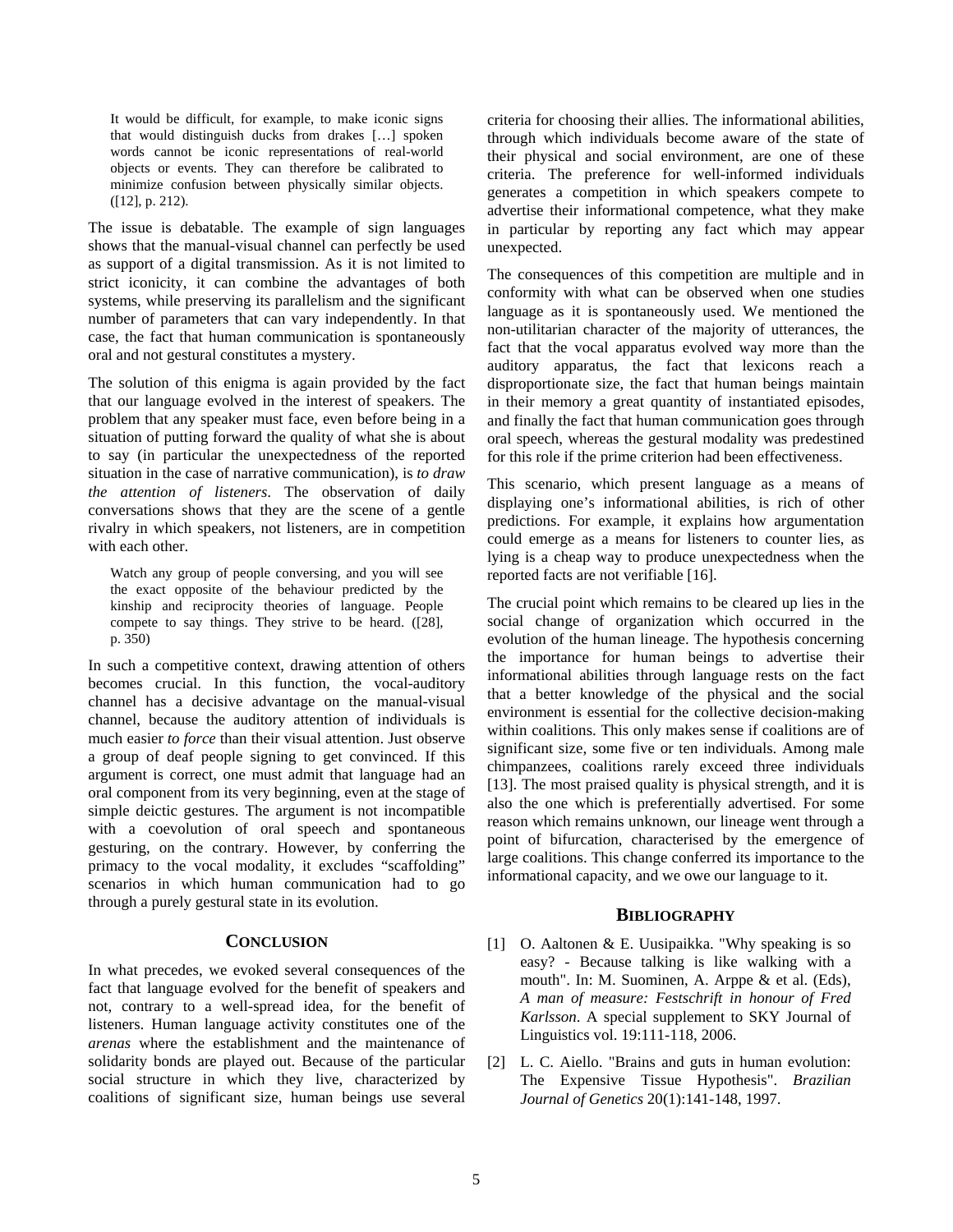> It would be difficult, for example, to make iconic signs that would distinguish ducks from drakes […] spoken words cannot be iconic representations of real-world objects or events. They can therefore be calibrated to minimize confusion between physically similar objects. ([12], p. 212).

The issue is debatable. The example of sign languages shows that the manual-visual channel can perfectly be used as support of a digital transmission. As it is not limited to strict iconicity, it can combine the advantages of both systems, while preserving its parallelism and the significant number of parameters that can vary independently. In that case, the fact that human communication is spontaneously oral and not gestural constitutes a mystery.

The solution of this enigma is again provided by the fact that our language evolved in the interest of speakers. The problem that any speaker must face, even before being in a situation of putting forward the quality of what she is about to say (in particular the unexpectedness of the reported situation in the case of narrative communication), is *to draw the attention of listeners*. The observation of daily conversations shows that they are the scene of a gentle rivalry in which speakers, not listeners, are in competition with each other.

> Watch any group of people conversing, and you will see the exact opposite of the behaviour predicted by the kinship and reciprocity theories of language. People compete to say things. They strive to be heard. ([28], p. 350)

In such a competitive context, drawing attention of others becomes crucial. In this function, the vocal-auditory channel has a decisive advantage on the manual-visual channel, because the auditory attention of individuals is much easier *to force* than their visual attention. Just observe a group of deaf people signing to get convinced. If this argument is correct, one must admit that language had an oral component from its very beginning, even at the stage of simple deictic gestures. The argument is not incompatible with a coevolution of oral speech and spontaneous gesturing, on the contrary. However, by conferring the primacy to the vocal modality, it excludes "scaffolding" scenarios in which human communication had to go through a purely gestural state in its evolution.

## Conclusion

In what precedes, we evoked several consequences of the fact that language evolved for the benefit of speakers and not, contrary to a well-spread idea, for the benefit of listeners. Human language activity constitutes one of the *arenas* where the establishment and the maintenance of solidarity bonds are played out. Because of the particular social structure in which they live, characterized by coalitions of significant size, human beings use several criteria for choosing their allies. The informational abilities, through which individuals become aware of the state of their physical and social environment, are one of these criteria. The preference for well-informed individuals generates a competition in which speakers compete to advertise their informational competence, what they make in particular by reporting any fact which may appear unexpected.

The consequences of this competition are multiple and in conformity with what can be observed when one studies language as it is spontaneously used. We mentioned the non-utilitarian character of the majority of utterances, the fact that the vocal apparatus evolved way more than the auditory apparatus, the fact that lexicons reach a disproportionate size, the fact that human beings maintain in their memory a great quantity of instantiated episodes, and finally the fact that human communication goes through oral speech, whereas the gestural modality was predestined for this role if the prime criterion had been effectiveness.

This scenario, which present language as a means of displaying one's informational abilities, is rich of other predictions. For example, it explains how argumentation could emerge as a means for listeners to counter lies, as lying is a cheap way to produce unexpectedness when the reported facts are not verifiable [16].

The crucial point which remains to be cleared up lies in the social change of organization which occurred in the evolution of the human lineage. The hypothesis concerning the importance for human beings to advertise their informational abilities through language rests on the fact that a better knowledge of the physical and the social environment is essential for the collective decision-making within coalitions. This only makes sense if coalitions are of significant size, some five or ten individuals. Among male chimpanzees, coalitions rarely exceed three individuals [13]. The most praised quality is physical strength, and it is also the one which is preferentially advertised. For some reason which remains unknown, our lineage went through a point of bifurcation, characterised by the emergence of large coalitions. This change conferred its importance to the informational capacity, and we owe our language to it.

## Bibliography

[1] O. Aaltonen & E. Uusipaikka. "Why speaking is so easy? - Because talking is like walking with a mouth". In: M. Suominen, A. Arppe & et al. (Eds), *A man of measure: Festschrift in honour of Fred Karlsson*. A special supplement to SKY Journal of Linguistics vol. 19:111-118, 2006.

[2] L. C. Aiello. "Brains and guts in human evolution: The Expensive Tissue Hypothesis". *Brazilian Journal of Genetics* 20(1):141-148, 1997.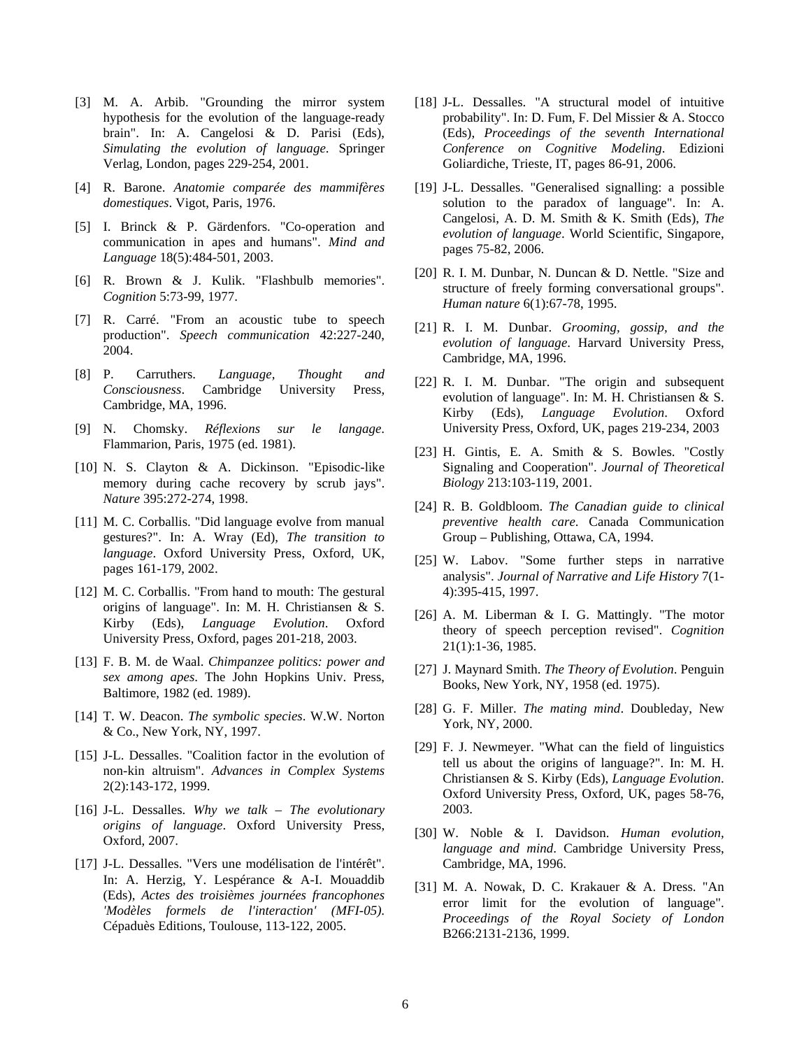[3] M. A. Arbib. "Grounding the mirror system hypothesis for the evolution of the language-ready brain". In: A. Cangelosi & D. Parisi (Eds), *Simulating the evolution of language*. Springer Verlag, London, pages 229-254, 2001.

[4] R. Barone. *Anatomie comparée des mammifères domestiques*. Vigot, Paris, 1976.

[5] I. Brinck & P. Gärdenfors. "Co-operation and communication in apes and humans". *Mind and Language* 18(5):484-501, 2003.

[6] R. Brown & J. Kulik. "Flashbulb memories". *Cognition* 5:73-99, 1977.

[7] R. Carré. "From an acoustic tube to speech production". *Speech communication* 42:227-240, 2004.

[8] P. Carruthers. *Language, Thought and Consciousness*. Cambridge University Press, Cambridge, MA, 1996.

[9] N. Chomsky. *Réflexions sur le langage*. Flammarion, Paris, 1975 (ed. 1981).

[10] N. S. Clayton & A. Dickinson. "Episodic-like memory during cache recovery by scrub jays". *Nature* 395:272-274, 1998.

[11] M. C. Corballis. "Did language evolve from manual gestures?". In: A. Wray (Ed), *The transition to language*. Oxford University Press, Oxford, UK, pages 161-179, 2002.

[12] M. C. Corballis. "From hand to mouth: The gestural origins of language". In: M. H. Christiansen & S. Kirby (Eds), *Language Evolution*. Oxford University Press, Oxford, pages 201-218, 2003.

[13] F. B. M. de Waal. *Chimpanzee politics: power and sex among apes*. The John Hopkins Univ. Press, Baltimore, 1982 (ed. 1989).

[14] T. W. Deacon. *The symbolic species*. W.W. Norton & Co., New York, NY, 1997.

[15] J-L. Dessalles. "Coalition factor in the evolution of non-kin altruism". *Advances in Complex Systems* 2(2):143-172, 1999.

[16] J-L. Dessalles. *Why we talk – The evolutionary origins of language*. Oxford University Press, Oxford, 2007.

[17] J-L. Dessalles. "Vers une modélisation de l'intérêt". In: A. Herzig, Y. Lespérance & A-I. Mouaddib (Eds), *Actes des troisièmes journées francophones 'Modèles formels de l'interaction' (MFI-05)*. Cépaduès Editions, Toulouse, 113-122, 2005.

[18] J-L. Dessalles. "A structural model of intuitive probability". In: D. Fum, F. Del Missier & A. Stocco (Eds), *Proceedings of the seventh International Conference on Cognitive Modeling*. Edizioni Goliardiche, Trieste, IT, pages 86-91, 2006.

[19] J-L. Dessalles. "Generalised signalling: a possible solution to the paradox of language". In: A. Cangelosi, A. D. M. Smith & K. Smith (Eds), *The evolution of language*. World Scientific, Singapore, pages 75-82, 2006.

[20] R. I. M. Dunbar, N. Duncan & D. Nettle. "Size and structure of freely forming conversational groups". *Human nature* 6(1):67-78, 1995.

[21] R. I. M. Dunbar. *Grooming, gossip, and the evolution of language*. Harvard University Press, Cambridge, MA, 1996.

[22] R. I. M. Dunbar. "The origin and subsequent evolution of language". In: M. H. Christiansen & S. Kirby (Eds), *Language Evolution*. Oxford University Press, Oxford, UK, pages 219-234, 2003

[23] H. Gintis, E. A. Smith & S. Bowles. "Costly Signaling and Cooperation". *Journal of Theoretical Biology* 213:103-119, 2001.

[24] R. B. Goldbloom. *The Canadian guide to clinical preventive health care*. Canada Communication Group – Publishing, Ottawa, CA, 1994.

[25] W. Labov. "Some further steps in narrative analysis". *Journal of Narrative and Life History* 7(1-4):395-415, 1997.

[26] A. M. Liberman & I. G. Mattingly. "The motor theory of speech perception revised". *Cognition* 21(1):1-36, 1985.

[27] J. Maynard Smith. *The Theory of Evolution*. Penguin Books, New York, NY, 1958 (ed. 1975).

[28] G. F. Miller. *The mating mind*. Doubleday, New York, NY, 2000.

[29] F. J. Newmeyer. "What can the field of linguistics tell us about the origins of language?". In: M. H. Christiansen & S. Kirby (Eds), *Language Evolution*. Oxford University Press, Oxford, UK, pages 58-76, 2003.

[30] W. Noble & I. Davidson. *Human evolution, language and mind*. Cambridge University Press, Cambridge, MA, 1996.

[31] M. A. Nowak, D. C. Krakauer & A. Dress. "An error limit for the evolution of language". *Proceedings of the Royal Society of London* B266:2131-2136, 1999.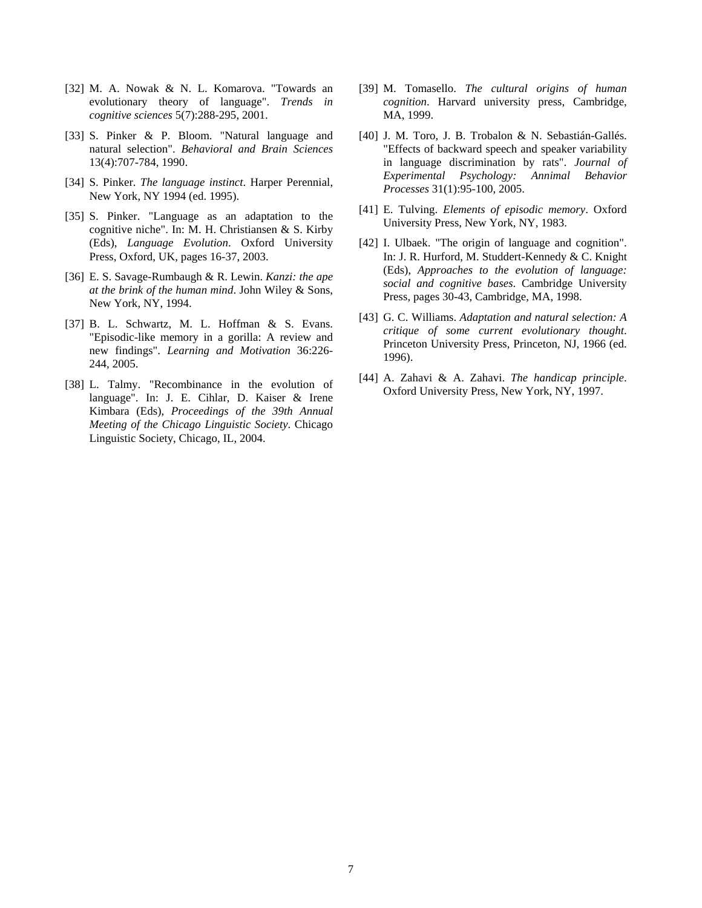[32] M. A. Nowak & N. L. Komarova. "Towards an evolutionary theory of language". *Trends in cognitive sciences* 5(7):288-295, 2001.

[33] S. Pinker & P. Bloom. "Natural language and natural selection". *Behavioral and Brain Sciences* 13(4):707-784, 1990.

[34] S. Pinker. *The language instinct*. Harper Perennial, New York, NY 1994 (ed. 1995).

[35] S. Pinker. "Language as an adaptation to the cognitive niche". In: M. H. Christiansen & S. Kirby (Eds), *Language Evolution*. Oxford University Press, Oxford, UK, pages 16-37, 2003.

[36] E. S. Savage-Rumbaugh & R. Lewin. *Kanzi: the ape at the brink of the human mind*. John Wiley & Sons, New York, NY, 1994.

[37] B. L. Schwartz, M. L. Hoffman & S. Evans. "Episodic-like memory in a gorilla: A review and new findings". *Learning and Motivation* 36:226-244, 2005.

[38] L. Talmy. "Recombinance in the evolution of language". In: J. E. Cihlar, D. Kaiser & Irene Kimbara (Eds), *Proceedings of the 39th Annual Meeting of the Chicago Linguistic Society*. Chicago Linguistic Society, Chicago, IL, 2004.

[39] M. Tomasello. *The cultural origins of human cognition*. Harvard university press, Cambridge, MA, 1999.

[40] J. M. Toro, J. B. Trobalon & N. Sebastián-Gallés. "Effects of backward speech and speaker variability in language discrimination by rats". *Journal of Experimental Psychology: Annimal Behavior Processes* 31(1):95-100, 2005.

[41] E. Tulving. *Elements of episodic memory*. Oxford University Press, New York, NY, 1983.

[42] I. Ulbaek. "The origin of language and cognition". In: J. R. Hurford, M. Studdert-Kennedy & C. Knight (Eds), *Approaches to the evolution of language: social and cognitive bases*. Cambridge University Press, pages 30-43, Cambridge, MA, 1998.

[43] G. C. Williams. *Adaptation and natural selection: A critique of some current evolutionary thought*. Princeton University Press, Princeton, NJ, 1966 (ed. 1996).

[44] A. Zahavi & A. Zahavi. *The handicap principle*. Oxford University Press, New York, NY, 1997.